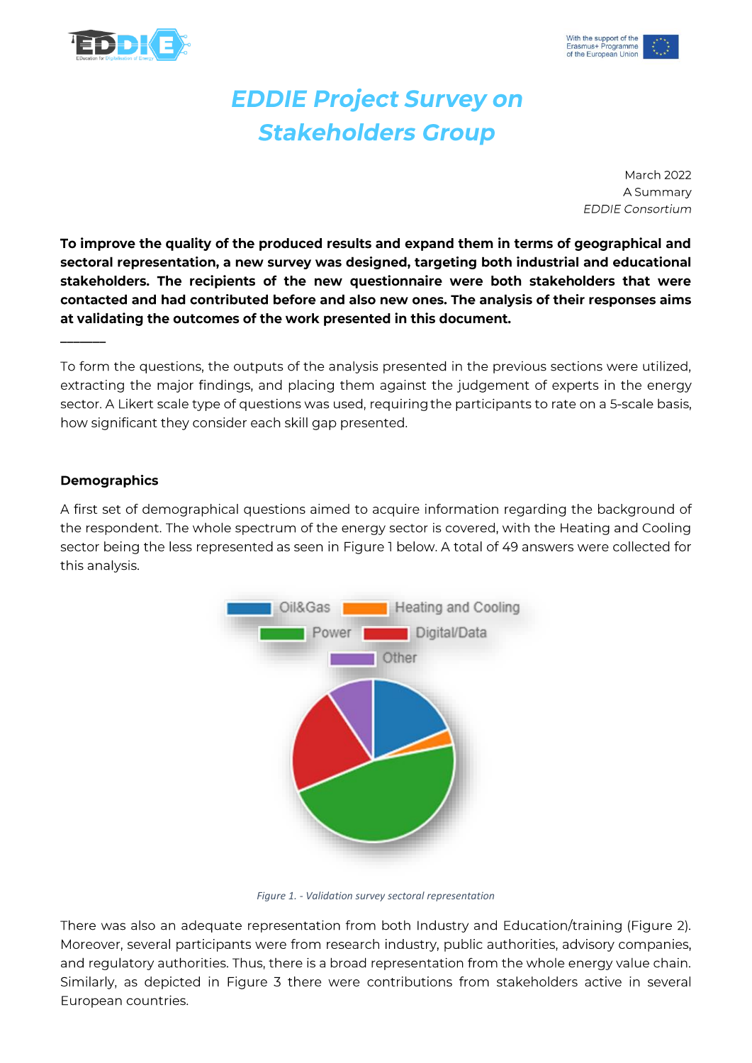# *EDDIE Project Survey on Stakeholders Group*

March 2022
A Summary
*EDDIE Consortium*

**To improve the quality of the produced results and expand them in terms of geographical and sectoral representation, a new survey was designed, targeting both industrial and educational stakeholders. The recipients of the new questionnaire were both stakeholders that were contacted and had contributed before and also new ones. The analysis of their responses aims at validating the outcomes of the work presented in this document.**

______

To form the questions, the outputs of the analysis presented in the previous sections were utilized, extracting the major findings, and placing them against the judgement of experts in the energy sector. A Likert scale type of questions was used, requiring the participants to rate on a 5-scale basis, how significant they consider each skill gap presented.

**Demographics**

A first set of demographical questions aimed to acquire information regarding the background of the respondent. The whole spectrum of the energy sector is covered, with the Heating and Cooling sector being the less represented as seen in Figure 1 below. A total of 49 answers were collected for this analysis.

*Figure 1. - Validation survey sectoral representation*

There was also an adequate representation from both Industry and Education/training (Figure 2). Moreover, several participants were from research industry, public authorities, advisory companies, and regulatory authorities. Thus, there is a broad representation from the whole energy value chain. Similarly, as depicted in Figure 3 there were contributions from stakeholders active in several European countries.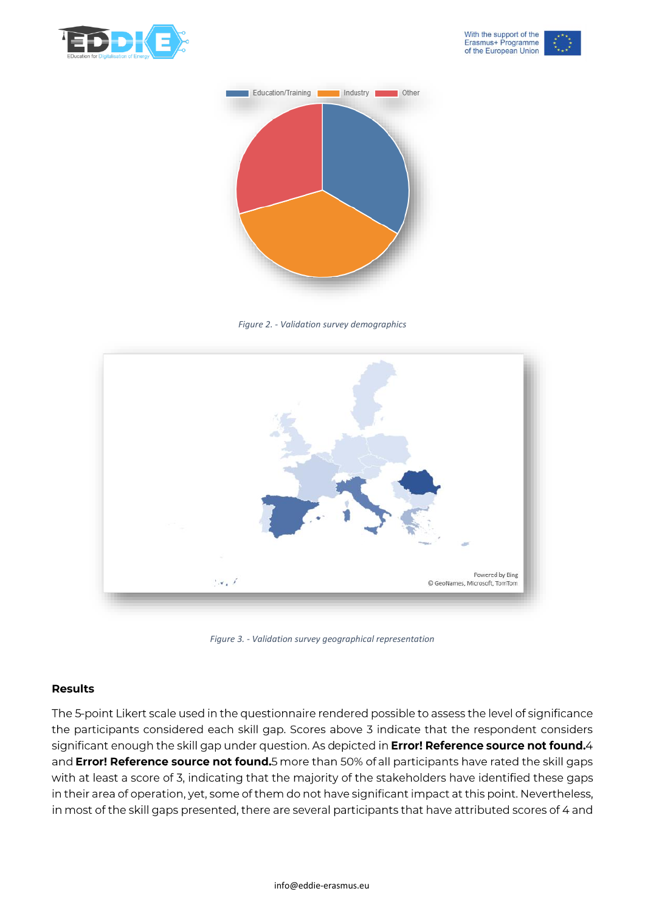Figure 2. - Validation survey demographics

Figure 3. - Validation survey geographical representation

**Results**

The 5-point Likert scale used in the questionnaire rendered possible to assess the level of significance the participants considered each skill gap. Scores above 3 indicate that the respondent considers significant enough the skill gap under question. As depicted in **Error! Reference source not found.**4 and **Error! Reference source not found.**5 more than 50% of all participants have rated the skill gaps with at least a score of 3, indicating that the majority of the stakeholders have identified these gaps in their area of operation, yet, some of them do not have significant impact at this point. Nevertheless, in most of the skill gaps presented, there are several participants that have attributed scores of 4 and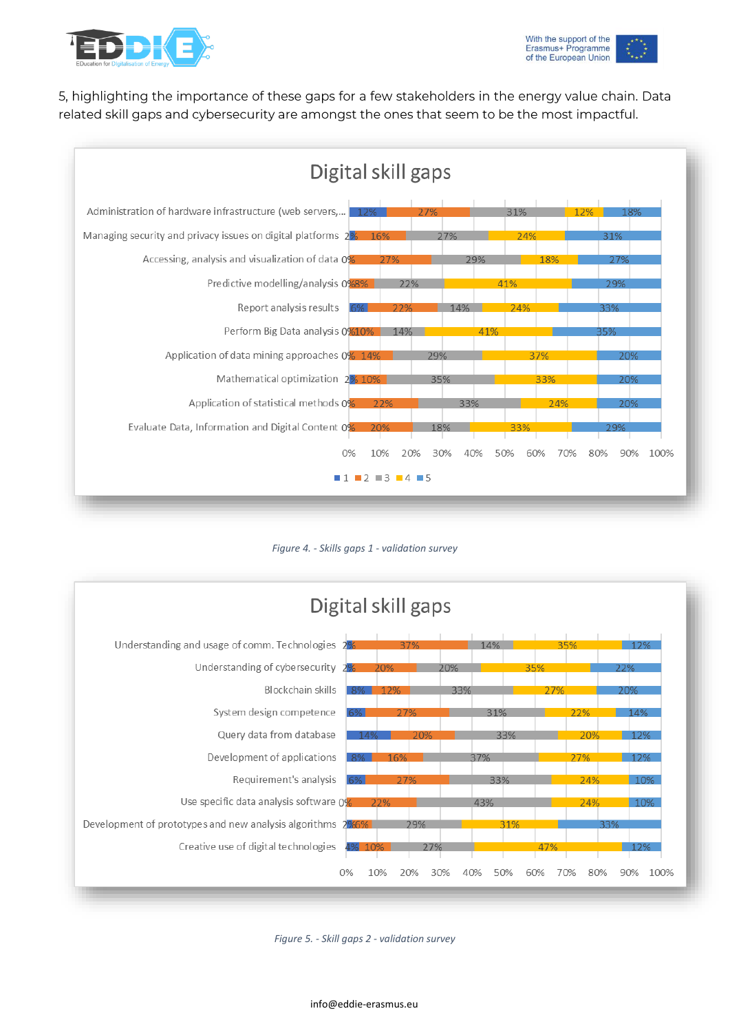5, highlighting the importance of these gaps for a few stakeholders in the energy value chain. Data related skill gaps and cybersecurity are amongst the ones that seem to be the most impactful.

**Digital skill gaps**

| Skill | 1 | 2 | 3 | 4 | 5 |
|---|---|---|---|---|---|
| Administration of hardware infrastructure (web servers,... | 12% | 27% | 31% | 12% | 18% |
| Managing security and privacy issues on digital platforms | 2% | 16% | 27% | 24% | 31% |
| Accessing, analysis and visualization of data | 0% | 27% | 29% | 18% | 27% |
| Predictive modelling/analysis | 0% | 8% | 22% | 41% | 29% |
| Report analysis results | 6% | 22% | 14% | 24% | 33% |
| Perform Big Data analysis | 0% | 10% | 14% | 41% | 35% |
| Application of data mining approaches | 0% | 14% | 29% | 37% | 20% |
| Mathematical optimization | 2% | 10% | 35% | 33% | 20% |
| Application of statistical methods | 0% | 22% | 33% | 24% | 20% |
| Evaluate Data, Information and Digital Content | 0% | 20% | 18% | 33% | 29% |

*Figure 4. - Skills gaps 1 - validation survey*

**Digital skill gaps**

| Skill | 1 | 2 | 3 | 4 | 5 |
|---|---|---|---|---|---|
| Understanding and usage of comm. Technologies | 2% | 37% | 14% | 35% | 12% |
| Understanding of cybersecurity | 2% | 20% | 20% | 35% | 22% |
| Blockchain skills | 8% | 12% | 33% | 27% | 20% |
| System design competence | 6% | 27% | 31% | 22% | 14% |
| Query data from database | 14% | 20% | 33% | 20% | 12% |
| Development of applications | 8% | 16% | 37% | 27% | 12% |
| Requirement's analysis | 6% | 27% | 33% | 24% | 10% |
| Use specific data analysis software | 0% | 22% | 43% | 24% | 10% |
| Development of prototypes and new analysis algorithms | 2% | 6% | 29% | 31% | 33% |
| Creative use of digital technologies | 4% | 10% | 27% | 47% | 12% |

*Figure 5. - Skill gaps 2 - validation survey*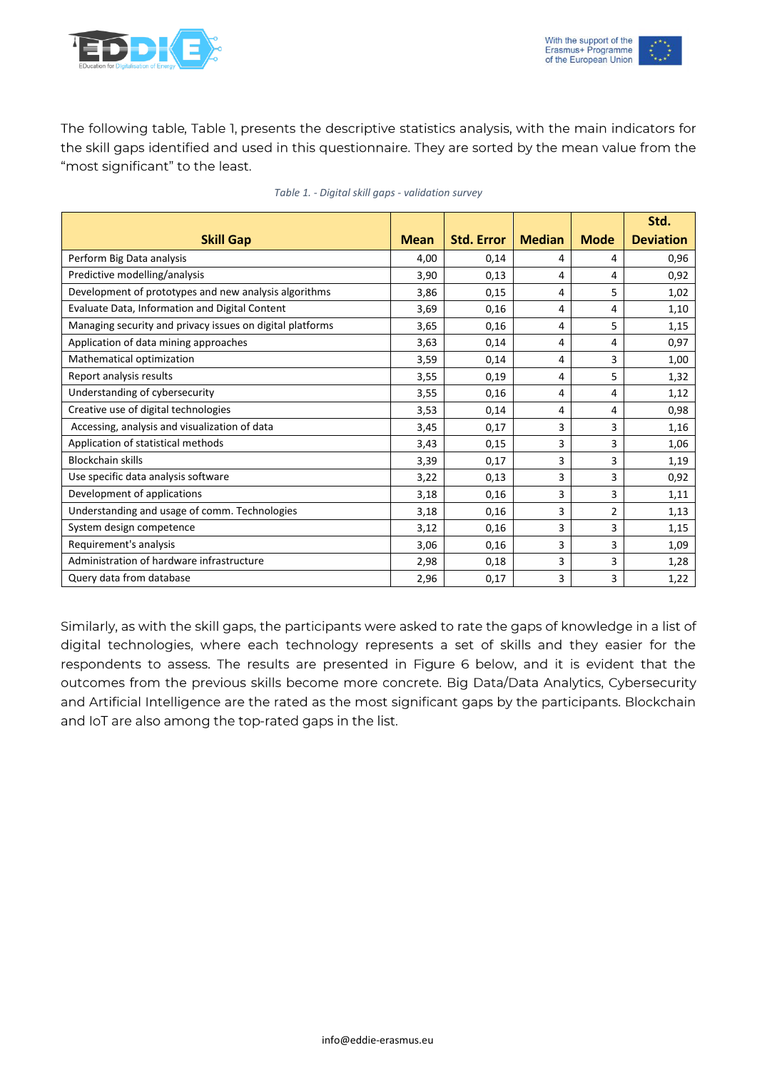The following table, Table 1, presents the descriptive statistics analysis, with the main indicators for the skill gaps identified and used in this questionnaire. They are sorted by the mean value from the "most significant" to the least.

*Table 1. - Digital skill gaps - validation survey*

| Skill Gap | Mean | Std. Error | Median | Mode | Std. Deviation |
|---|---|---|---|---|---|
| Perform Big Data analysis | 4,00 | 0,14 | 4 | 4 | 0,96 |
| Predictive modelling/analysis | 3,90 | 0,13 | 4 | 4 | 0,92 |
| Development of prototypes and new analysis algorithms | 3,86 | 0,15 | 4 | 5 | 1,02 |
| Evaluate Data, Information and Digital Content | 3,69 | 0,16 | 4 | 4 | 1,10 |
| Managing security and privacy issues on digital platforms | 3,65 | 0,16 | 4 | 5 | 1,15 |
| Application of data mining approaches | 3,63 | 0,14 | 4 | 4 | 0,97 |
| Mathematical optimization | 3,59 | 0,14 | 4 | 3 | 1,00 |
| Report analysis results | 3,55 | 0,19 | 4 | 5 | 1,32 |
| Understanding of cybersecurity | 3,55 | 0,16 | 4 | 4 | 1,12 |
| Creative use of digital technologies | 3,53 | 0,14 | 4 | 4 | 0,98 |
| Accessing, analysis and visualization of data | 3,45 | 0,17 | 3 | 3 | 1,16 |
| Application of statistical methods | 3,43 | 0,15 | 3 | 3 | 1,06 |
| Blockchain skills | 3,39 | 0,17 | 3 | 3 | 1,19 |
| Use specific data analysis software | 3,22 | 0,13 | 3 | 3 | 0,92 |
| Development of applications | 3,18 | 0,16 | 3 | 3 | 1,11 |
| Understanding and usage of comm. Technologies | 3,18 | 0,16 | 3 | 2 | 1,13 |
| System design competence | 3,12 | 0,16 | 3 | 3 | 1,15 |
| Requirement's analysis | 3,06 | 0,16 | 3 | 3 | 1,09 |
| Administration of hardware infrastructure | 2,98 | 0,18 | 3 | 3 | 1,28 |
| Query data from database | 2,96 | 0,17 | 3 | 3 | 1,22 |

Similarly, as with the skill gaps, the participants were asked to rate the gaps of knowledge in a list of digital technologies, where each technology represents a set of skills and they easier for the respondents to assess. The results are presented in Figure 6 below, and it is evident that the outcomes from the previous skills become more concrete. Big Data/Data Analytics, Cybersecurity and Artificial Intelligence are the rated as the most significant gaps by the participants. Blockchain and IoT are also among the top-rated gaps in the list.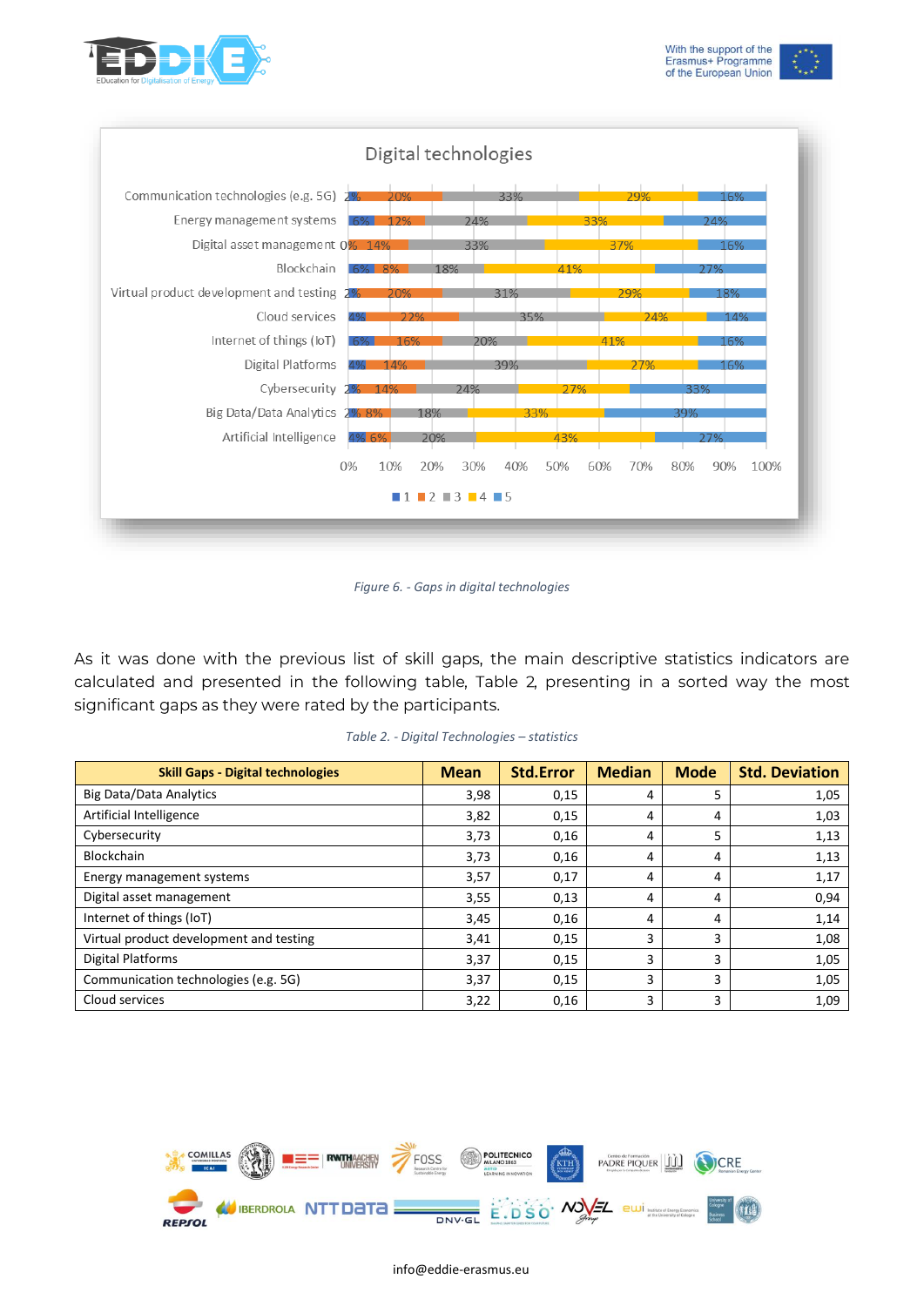Digital technologies

Communication technologies (e.g. 5G) 2% 20% 33% 29% 16%
Energy management systems 6% 12% 24% 33% 24%
Digital asset management 0% 14% 33% 37% 16%
Blockchain 6% 8% 18% 41% 27%
Virtual product development and testing 2% 20% 31% 29% 18%
Cloud services 4% 22% 35% 24% 14%
Internet of things (IoT) 6% 16% 20% 41% 16%
Digital Platforms 4% 14% 39% 27% 16%
Cybersecurity 2% 14% 24% 27% 33%
Big Data/Data Analytics 2% 8% 18% 33% 39%
Artificial Intelligence 4% 6% 20% 43% 27%

0% 10% 20% 30% 40% 50% 60% 70% 80% 90% 100%

1 2 3 4 5

*Figure 6. - Gaps in digital technologies*

As it was done with the previous list of skill gaps, the main descriptive statistics indicators are calculated and presented in the following table, Table 2, presenting in a sorted way the most significant gaps as they were rated by the participants.

*Table 2. - Digital Technologies – statistics*

| Skill Gaps - Digital technologies | Mean | Std.Error | Median | Mode | Std. Deviation |
|---|---|---|---|---|---|
| Big Data/Data Analytics | 3,98 | 0,15 | 4 | 5 | 1,05 |
| Artificial Intelligence | 3,82 | 0,15 | 4 | 4 | 1,03 |
| Cybersecurity | 3,73 | 0,16 | 4 | 5 | 1,13 |
| Blockchain | 3,73 | 0,16 | 4 | 4 | 1,13 |
| Energy management systems | 3,57 | 0,17 | 4 | 4 | 1,17 |
| Digital asset management | 3,55 | 0,13 | 4 | 4 | 0,94 |
| Internet of things (IoT) | 3,45 | 0,16 | 4 | 4 | 1,14 |
| Virtual product development and testing | 3,41 | 0,15 | 3 | 3 | 1,08 |
| Digital Platforms | 3,37 | 0,15 | 3 | 3 | 1,05 |
| Communication technologies (e.g. 5G) | 3,37 | 0,15 | 3 | 3 | 1,05 |
| Cloud services | 3,22 | 0,16 | 3 | 3 | 1,09 |